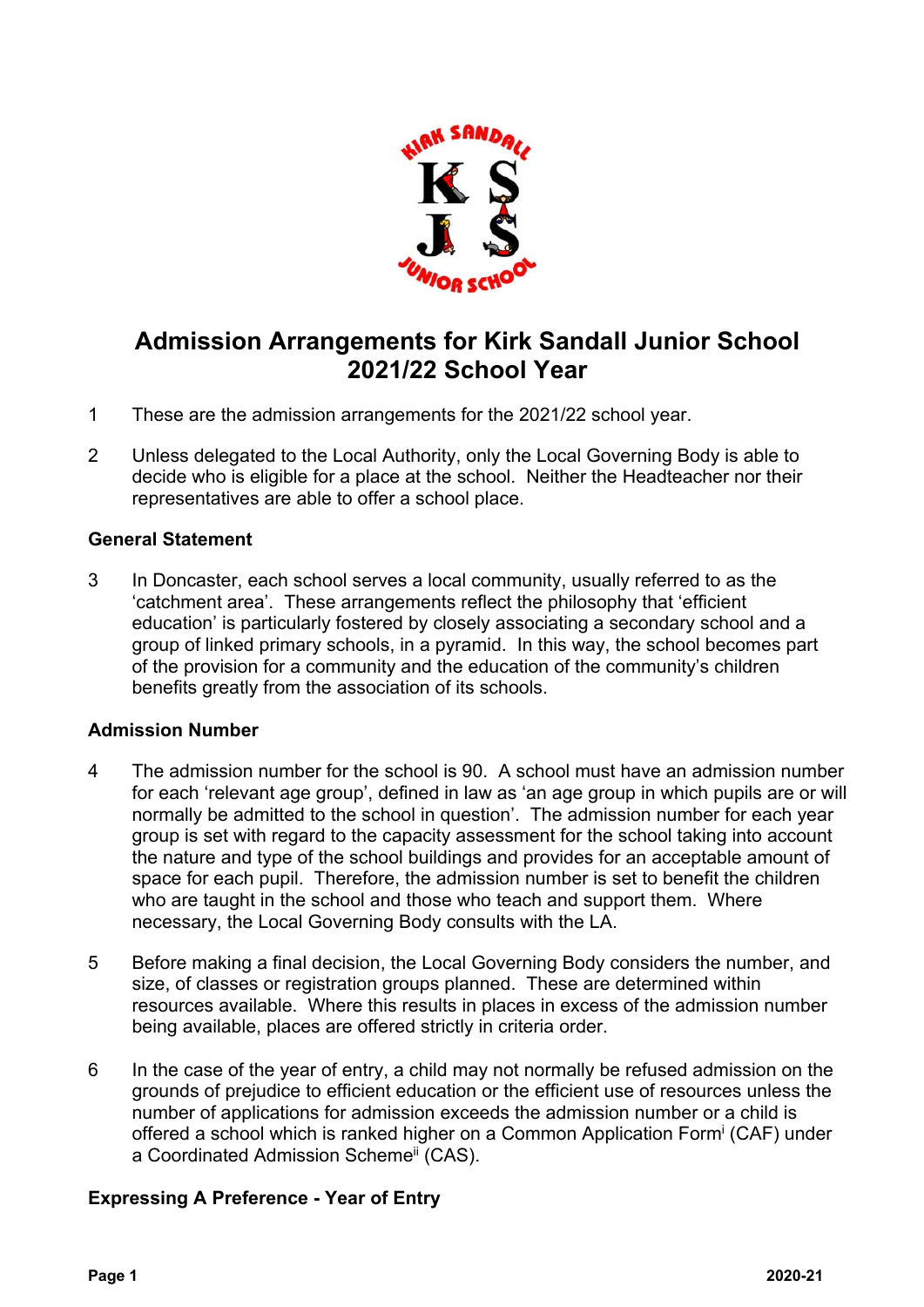# Admission Arrangements for Kirk Sandall Junior School 2021/22 School Year

1 These are the admission arrangements for the 2021/22 school year.

2 Unless delegated to the Local Authority, only the Local Governing Body is able to decide who is eligible for a place at the school. Neither the Headteacher nor their representatives are able to offer a school place.

**General Statement**

3 In Doncaster, each school serves a local community, usually referred to as the 'catchment area'. These arrangements reflect the philosophy that 'efficient education' is particularly fostered by closely associating a secondary school and a group of linked primary schools, in a pyramid. In this way, the school becomes part of the provision for a community and the education of the community's children benefits greatly from the association of its schools.

**Admission Number**

4 The admission number for the school is 90. A school must have an admission number for each 'relevant age group', defined in law as 'an age group in which pupils are or will normally be admitted to the school in question'. The admission number for each year group is set with regard to the capacity assessment for the school taking into account the nature and type of the school buildings and provides for an acceptable amount of space for each pupil. Therefore, the admission number is set to benefit the children who are taught in the school and those who teach and support them. Where necessary, the Local Governing Body consults with the LA.

5 Before making a final decision, the Local Governing Body considers the number, and size, of classes or registration groups planned. These are determined within resources available. Where this results in places in excess of the admission number being available, places are offered strictly in criteria order.

6 In the case of the year of entry, a child may not normally be refused admission on the grounds of prejudice to efficient education or the efficient use of resources unless the number of applications for admission exceeds the admission number or a child is offered a school which is ranked higher on a Common Application Form[i] (CAF) under a Coordinated Admission Scheme[ii] (CAS).

**Expressing A Preference - Year of Entry**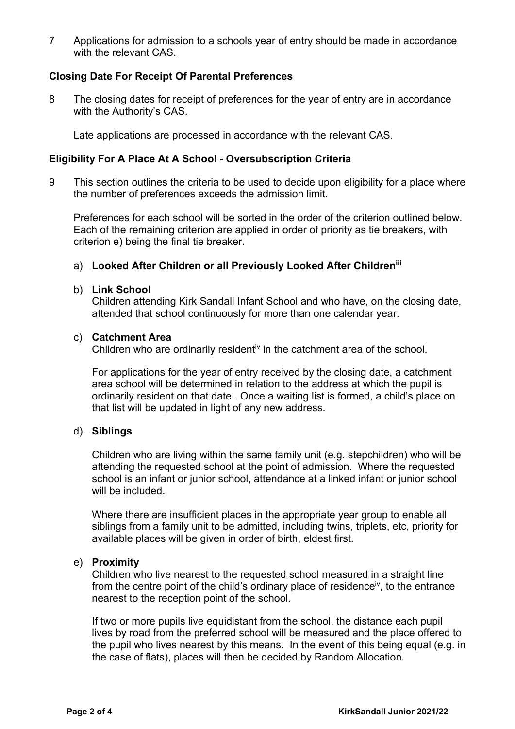7 Applications for admission to a schools year of entry should be made in accordance with the relevant CAS.

**Closing Date For Receipt Of Parental Preferences**

8 The closing dates for receipt of preferences for the year of entry are in accordance with the Authority's CAS.

Late applications are processed in accordance with the relevant CAS.

**Eligibility For A Place At A School - Oversubscription Criteria**

9 This section outlines the criteria to be used to decide upon eligibility for a place where the number of preferences exceeds the admission limit.

Preferences for each school will be sorted in the order of the criterion outlined below. Each of the remaining criterion are applied in order of priority as tie breakers, with criterion e) being the final tie breaker.

a) **Looked After Children or all Previously Looked After Children**[iii]

b) **Link School**
Children attending Kirk Sandall Infant School and who have, on the closing date, attended that school continuously for more than one calendar year.

c) **Catchment Area**
Children who are ordinarily resident[iv] in the catchment area of the school.

For applications for the year of entry received by the closing date, a catchment area school will be determined in relation to the address at which the pupil is ordinarily resident on that date. Once a waiting list is formed, a child's place on that list will be updated in light of any new address.

d) **Siblings**

Children who are living within the same family unit (e.g. stepchildren) who will be attending the requested school at the point of admission. Where the requested school is an infant or junior school, attendance at a linked infant or junior school will be included.

Where there are insufficient places in the appropriate year group to enable all siblings from a family unit to be admitted, including twins, triplets, etc, priority for available places will be given in order of birth, eldest first.

e) **Proximity**
Children who live nearest to the requested school measured in a straight line from the centre point of the child's ordinary place of residence[iv], to the entrance nearest to the reception point of the school.

If two or more pupils live equidistant from the school, the distance each pupil lives by road from the preferred school will be measured and the place offered to the pupil who lives nearest by this means. In the event of this being equal (e.g. in the case of flats), places will then be decided by Random Allocation.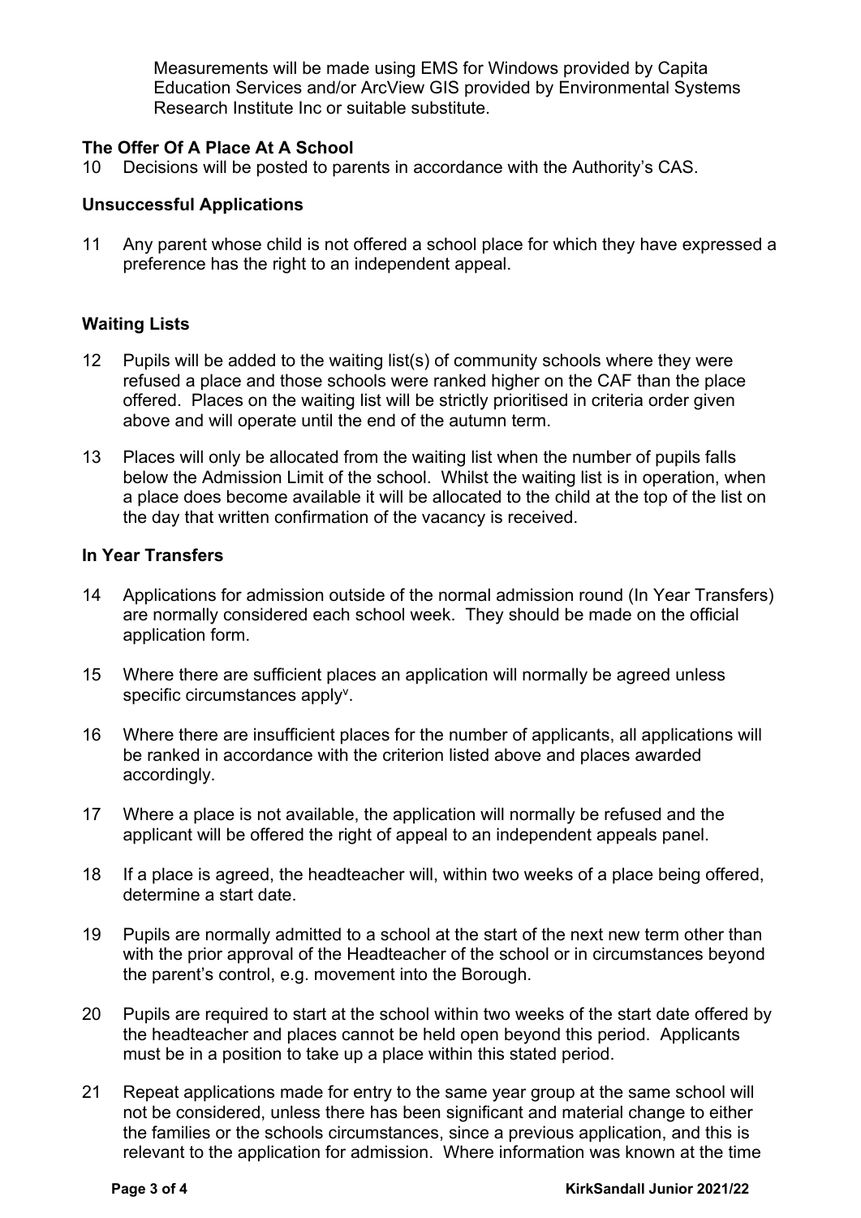Measurements will be made using EMS for Windows provided by Capita Education Services and/or ArcView GIS provided by Environmental Systems Research Institute Inc or suitable substitute.

### The Offer Of A Place At A School

10 Decisions will be posted to parents in accordance with the Authority's CAS.

### Unsuccessful Applications

11 Any parent whose child is not offered a school place for which they have expressed a preference has the right to an independent appeal.

### Waiting Lists

12 Pupils will be added to the waiting list(s) of community schools where they were refused a place and those schools were ranked higher on the CAF than the place offered. Places on the waiting list will be strictly prioritised in criteria order given above and will operate until the end of the autumn term.

13 Places will only be allocated from the waiting list when the number of pupils falls below the Admission Limit of the school. Whilst the waiting list is in operation, when a place does become available it will be allocated to the child at the top of the list on the day that written confirmation of the vacancy is received.

### In Year Transfers

14 Applications for admission outside of the normal admission round (In Year Transfers) are normally considered each school week. They should be made on the official application form.

15 Where there are sufficient places an application will normally be agreed unless specific circumstances apply[v].

16 Where there are insufficient places for the number of applicants, all applications will be ranked in accordance with the criterion listed above and places awarded accordingly.

17 Where a place is not available, the application will normally be refused and the applicant will be offered the right of appeal to an independent appeals panel.

18 If a place is agreed, the headteacher will, within two weeks of a place being offered, determine a start date.

19 Pupils are normally admitted to a school at the start of the next new term other than with the prior approval of the Headteacher of the school or in circumstances beyond the parent's control, e.g. movement into the Borough.

20 Pupils are required to start at the school within two weeks of the start date offered by the headteacher and places cannot be held open beyond this period. Applicants must be in a position to take up a place within this stated period.

21 Repeat applications made for entry to the same year group at the same school will not be considered, unless there has been significant and material change to either the families or the schools circumstances, since a previous application, and this is relevant to the application for admission. Where information was known at the time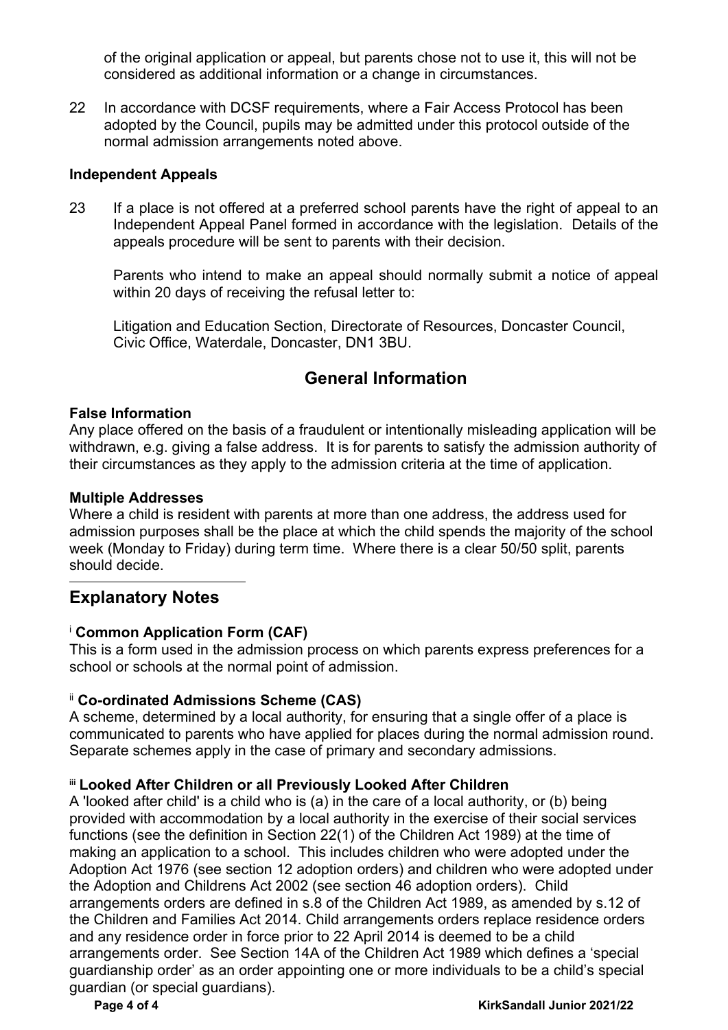of the original application or appeal, but parents chose not to use it, this will not be considered as additional information or a change in circumstances.

22 In accordance with DCSF requirements, where a Fair Access Protocol has been adopted by the Council, pupils may be admitted under this protocol outside of the normal admission arrangements noted above.

**Independent Appeals**

23 If a place is not offered at a preferred school parents have the right of appeal to an Independent Appeal Panel formed in accordance with the legislation. Details of the appeals procedure will be sent to parents with their decision.

Parents who intend to make an appeal should normally submit a notice of appeal within 20 days of receiving the refusal letter to:

Litigation and Education Section, Directorate of Resources, Doncaster Council, Civic Office, Waterdale, Doncaster, DN1 3BU.

## General Information

**False Information**
Any place offered on the basis of a fraudulent or intentionally misleading application will be withdrawn, e.g. giving a false address. It is for parents to satisfy the admission authority of their circumstances as they apply to the admission criteria at the time of application.

**Multiple Addresses**
Where a child is resident with parents at more than one address, the address used for admission purposes shall be the place at which the child spends the majority of the school week (Monday to Friday) during term time. Where there is a clear 50/50 split, parents should decide.

## Explanatory Notes

[i] **Common Application Form (CAF)**
This is a form used in the admission process on which parents express preferences for a school or schools at the normal point of admission.

[ii] **Co-ordinated Admissions Scheme (CAS)**
A scheme, determined by a local authority, for ensuring that a single offer of a place is communicated to parents who have applied for places during the normal admission round. Separate schemes apply in the case of primary and secondary admissions.

[iii] **Looked After Children or all Previously Looked After Children**
A 'looked after child' is a child who is (a) in the care of a local authority, or (b) being provided with accommodation by a local authority in the exercise of their social services functions (see the definition in Section 22(1) of the Children Act 1989) at the time of making an application to a school. This includes children who were adopted under the Adoption Act 1976 (see section 12 adoption orders) and children who were adopted under the Adoption and Childrens Act 2002 (see section 46 adoption orders). Child arrangements orders are defined in s.8 of the Children Act 1989, as amended by s.12 of the Children and Families Act 2014. Child arrangements orders replace residence orders and any residence order in force prior to 22 April 2014 is deemed to be a child arrangements order. See Section 14A of the Children Act 1989 which defines a 'special guardianship order' as an order appointing one or more individuals to be a child's special guardian (or special guardians).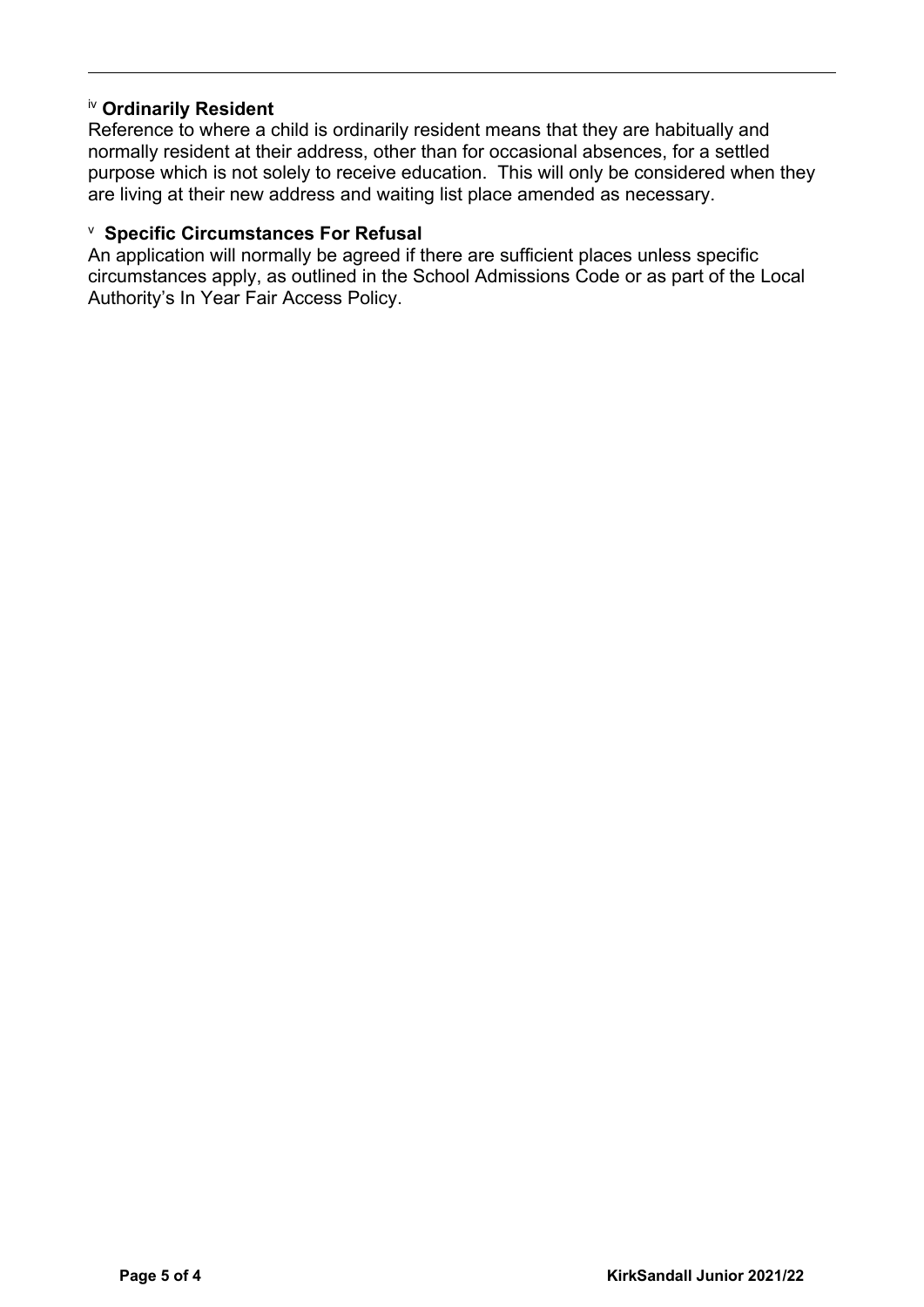[iv] **Ordinarily Resident**

Reference to where a child is ordinarily resident means that they are habitually and normally resident at their address, other than for occasional absences, for a settled purpose which is not solely to receive education. This will only be considered when they are living at their new address and waiting list place amended as necessary.

[v] **Specific Circumstances For Refusal**

An application will normally be agreed if there are sufficient places unless specific circumstances apply, as outlined in the School Admissions Code or as part of the Local Authority's In Year Fair Access Policy.